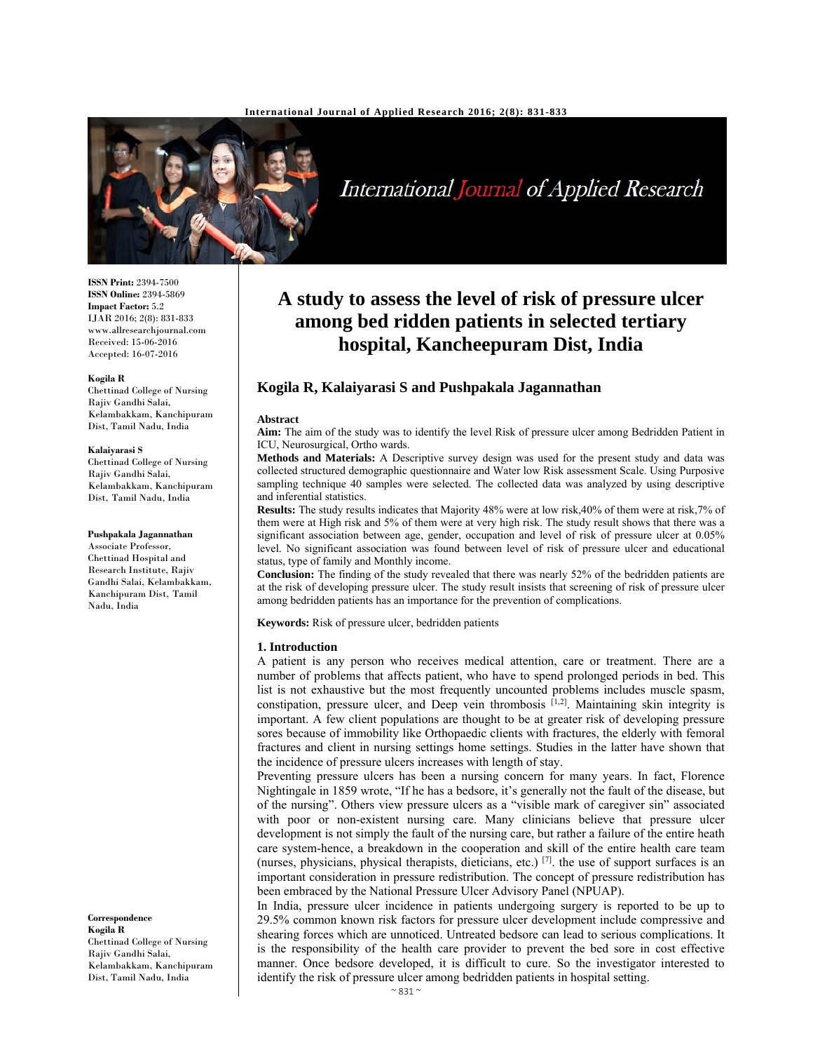**ISSN Print:** 2394-7500
**ISSN Online:** 2394-5869
**Impact Factor:** 5.2
IJAR 2016; 2(8): 831-833
www.allresearchjournal.com
Received: 15-06-2016
Accepted: 16-07-2016

**Kogila R**
Chettinad College of Nursing Rajiv Gandhi Salai, Kelambakkam, Kanchipuram Dist, Tamil Nadu, India

**Kalaiyarasi S**
Chettinad College of Nursing Rajiv Gandhi Salai, Kelambakkam, Kanchipuram Dist, Tamil Nadu, India

**Pushpakala Jagannathan**
Associate Professor, Chettinad Hospital and Research Institute, Rajiv Gandhi Salai, Kelambakkam, Kanchipuram Dist, Tamil Nadu, India

**Correspondence**
**Kogila R**
Chettinad College of Nursing Rajiv Gandhi Salai, Kelambakkam, Kanchipuram Dist, Tamil Nadu, India

# A study to assess the level of risk of pressure ulcer among bed ridden patients in selected tertiary hospital, Kancheepuram Dist, India

**Kogila R, Kalaiyarasi S and Pushpakala Jagannathan**

## Abstract

**Aim:** The aim of the study was to identify the level Risk of pressure ulcer among Bedridden Patient in ICU, Neurosurgical, Ortho wards.

**Methods and Materials:** A Descriptive survey design was used for the present study and data was collected structured demographic questionnaire and Water low Risk assessment Scale. Using Purposive sampling technique 40 samples were selected. The collected data was analyzed by using descriptive and inferential statistics.

**Results:** The study results indicates that Majority 48% were at low risk,40% of them were at risk,7% of them were at High risk and 5% of them were at very high risk. The study result shows that there was a significant association between age, gender, occupation and level of risk of pressure ulcer at 0.05% level. No significant association was found between level of risk of pressure ulcer and educational status, type of family and Monthly income.

**Conclusion:** The finding of the study revealed that there was nearly 52% of the bedridden patients are at the risk of developing pressure ulcer. The study result insists that screening of risk of pressure ulcer among bedridden patients has an importance for the prevention of complications.

**Keywords:** Risk of pressure ulcer, bedridden patients

## 1. Introduction

A patient is any person who receives medical attention, care or treatment. There are a number of problems that affects patient, who have to spend prolonged periods in bed. This list is not exhaustive but the most frequently uncounted problems includes muscle spasm, constipation, pressure ulcer, and Deep vein thrombosis [1,2]. Maintaining skin integrity is important. A few client populations are thought to be at greater risk of developing pressure sores because of immobility like Orthopaedic clients with fractures, the elderly with femoral fractures and client in nursing settings home settings. Studies in the latter have shown that the incidence of pressure ulcers increases with length of stay.

Preventing pressure ulcers has been a nursing concern for many years. In fact, Florence Nightingale in 1859 wrote, "If he has a bedsore, it's generally not the fault of the disease, but of the nursing". Others view pressure ulcers as a "visible mark of caregiver sin" associated with poor or non-existent nursing care. Many clinicians believe that pressure ulcer development is not simply the fault of the nursing care, but rather a failure of the entire heath care system-hence, a breakdown in the cooperation and skill of the entire health care team (nurses, physicians, physical therapists, dieticians, etc.) [7]. the use of support surfaces is an important consideration in pressure redistribution. The concept of pressure redistribution has been embraced by the National Pressure Ulcer Advisory Panel (NPUAP).

In India, pressure ulcer incidence in patients undergoing surgery is reported to be up to 29.5% common known risk factors for pressure ulcer development include compressive and shearing forces which are unnoticed. Untreated bedsore can lead to serious complications. It is the responsibility of the health care provider to prevent the bed sore in cost effective manner. Once bedsore developed, it is difficult to cure. So the investigator interested to identify the risk of pressure ulcer among bedridden patients in hospital setting.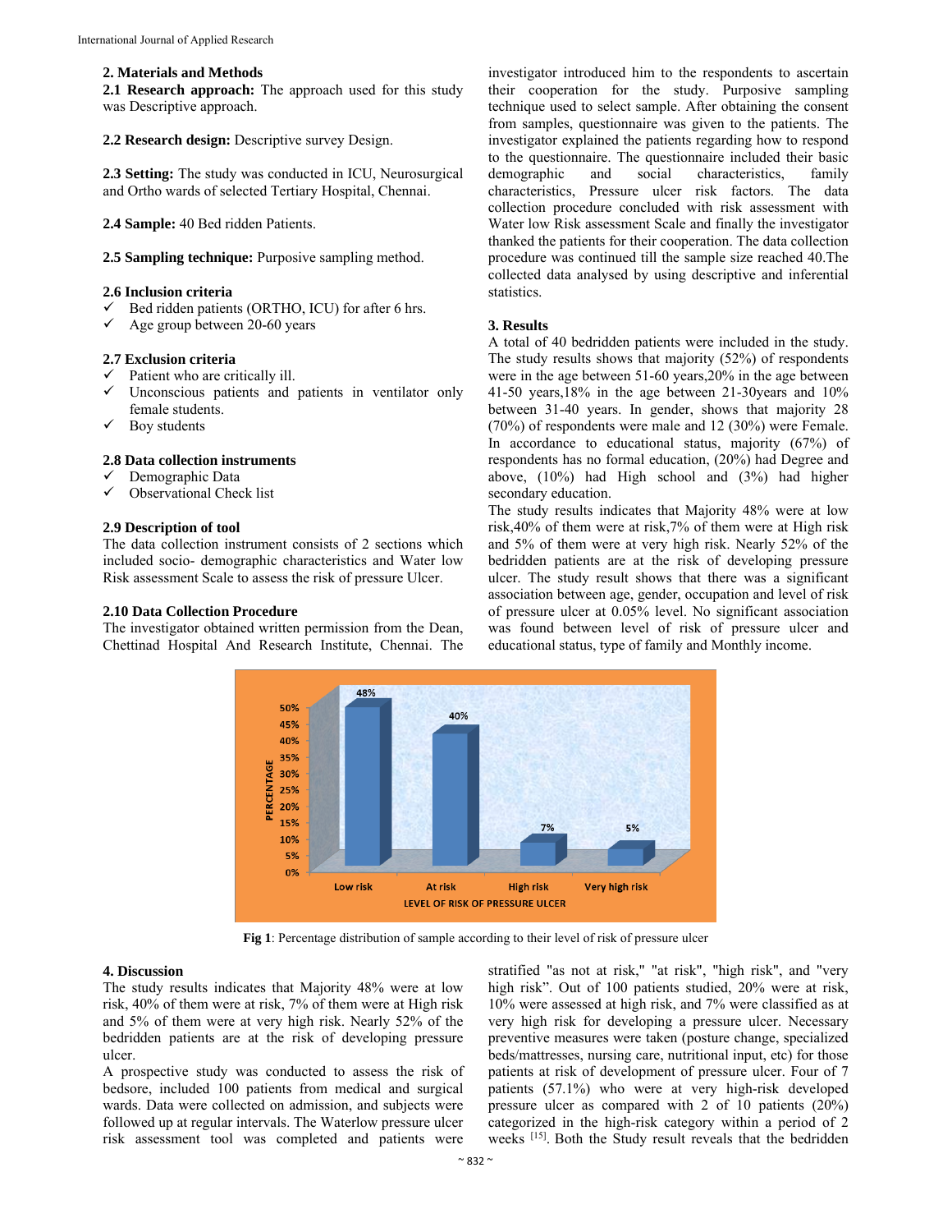## 2. Materials and Methods

**2.1 Research approach:** The approach used for this study was Descriptive approach.

**2.2 Research design:** Descriptive survey Design.

**2.3 Setting:** The study was conducted in ICU, Neurosurgical and Ortho wards of selected Tertiary Hospital, Chennai.

**2.4 Sample:** 40 Bed ridden Patients.

**2.5 Sampling technique:** Purposive sampling method.

### 2.6 Inclusion criteria

- ✓ Bed ridden patients (ORTHO, ICU) for after 6 hrs.
- ✓ Age group between 20-60 years

### 2.7 Exclusion criteria

- ✓ Patient who are critically ill.
- ✓ Unconscious patients and patients in ventilator only female students.
- ✓ Boy students

### 2.8 Data collection instruments

- ✓ Demographic Data
- ✓ Observational Check list

### 2.9 Description of tool

The data collection instrument consists of 2 sections which included socio- demographic characteristics and Water low Risk assessment Scale to assess the risk of pressure Ulcer.

### 2.10 Data Collection Procedure

The investigator obtained written permission from the Dean, Chettinad Hospital And Research Institute, Chennai. The investigator introduced him to the respondents to ascertain their cooperation for the study. Purposive sampling technique used to select sample. After obtaining the consent from samples, questionnaire was given to the patients. The investigator explained the patients regarding how to respond to the questionnaire. The questionnaire included their basic demographic and social characteristics, family characteristics, Pressure ulcer risk factors. The data collection procedure concluded with risk assessment with Water low Risk assessment Scale and finally the investigator thanked the patients for their cooperation. The data collection procedure was continued till the sample size reached 40.The collected data analysed by using descriptive and inferential statistics.

## 3. Results

A total of 40 bedridden patients were included in the study. The study results shows that majority (52%) of respondents were in the age between 51-60 years,20% in the age between 41-50 years,18% in the age between 21-30years and 10% between 31-40 years. In gender, shows that majority 28 (70%) of respondents were male and 12 (30%) were Female. In accordance to educational status, majority (67%) of respondents has no formal education, (20%) had Degree and above, (10%) had High school and (3%) had higher secondary education.

The study results indicates that Majority 48% were at low risk,40% of them were at risk,7% of them were at High risk and 5% of them were at very high risk. Nearly 52% of the bedridden patients are at the risk of developing pressure ulcer. The study result shows that there was a significant association between age, gender, occupation and level of risk of pressure ulcer at 0.05% level. No significant association was found between level of risk of pressure ulcer and educational status, type of family and Monthly income.

| Level of risk of pressure ulcer | Percentage |
|---|---|
| Low risk | 48% |
| At risk | 40% |
| High risk | 7% |
| Very high risk | 5% |

**Fig 1**: Percentage distribution of sample according to their level of risk of pressure ulcer

## 4. Discussion

The study results indicates that Majority 48% were at low risk, 40% of them were at risk, 7% of them were at High risk and 5% of them were at very high risk. Nearly 52% of the bedridden patients are at the risk of developing pressure ulcer.

A prospective study was conducted to assess the risk of bedsore, included 100 patients from medical and surgical wards. Data were collected on admission, and subjects were followed up at regular intervals. The Waterlow pressure ulcer risk assessment tool was completed and patients were stratified "as not at risk," "at risk", "high risk", and "very high risk". Out of 100 patients studied, 20% were at risk, 10% were assessed at high risk, and 7% were classified as at very high risk for developing a pressure ulcer. Necessary preventive measures were taken (posture change, specialized beds/mattresses, nursing care, nutritional input, etc) for those patients at risk of development of pressure ulcer. Four of 7 patients (57.1%) who were at very high-risk developed pressure ulcer as compared with 2 of 10 patients (20%) categorized in the high-risk category within a period of 2 weeks [15]. Both the Study result reveals that the bedridden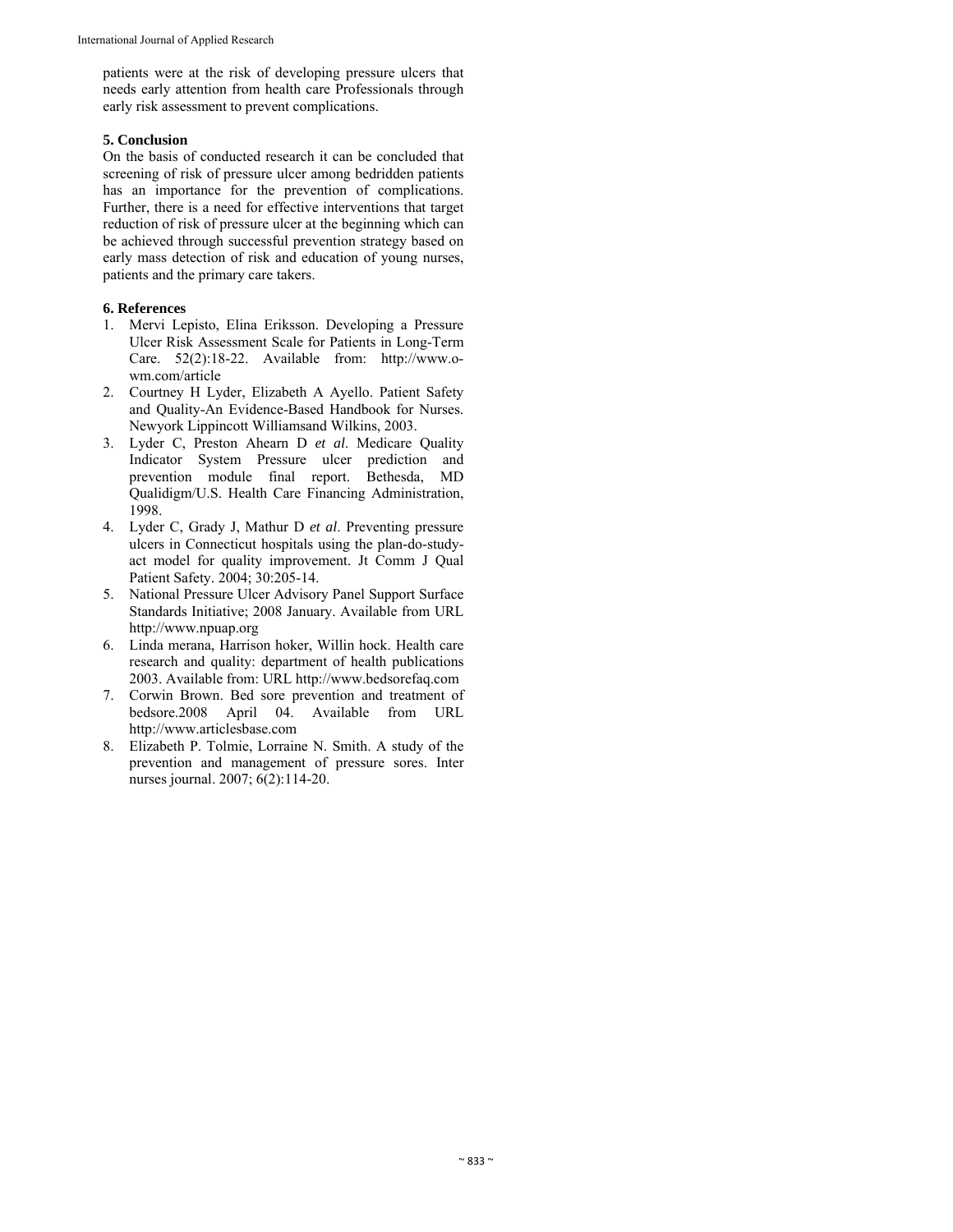patients were at the risk of developing pressure ulcers that needs early attention from health care Professionals through early risk assessment to prevent complications.

## 5. Conclusion

On the basis of conducted research it can be concluded that screening of risk of pressure ulcer among bedridden patients has an importance for the prevention of complications. Further, there is a need for effective interventions that target reduction of risk of pressure ulcer at the beginning which can be achieved through successful prevention strategy based on early mass detection of risk and education of young nurses, patients and the primary care takers.

## 6. References

1. Mervi Lepisto, Elina Eriksson. Developing a Pressure Ulcer Risk Assessment Scale for Patients in Long-Term Care. 52(2):18-22. Available from: http://www.o-wm.com/article
2. Courtney H Lyder, Elizabeth A Ayello. Patient Safety and Quality-An Evidence-Based Handbook for Nurses. Newyork Lippincott Williamsand Wilkins, 2003.
3. Lyder C, Preston Ahearn D *et al*. Medicare Quality Indicator System Pressure ulcer prediction and prevention module final report. Bethesda, MD Qualidigm/U.S. Health Care Financing Administration, 1998.
4. Lyder C, Grady J, Mathur D *et al*. Preventing pressure ulcers in Connecticut hospitals using the plan-do-study-act model for quality improvement. Jt Comm J Qual Patient Safety. 2004; 30:205-14.
5. National Pressure Ulcer Advisory Panel Support Surface Standards Initiative; 2008 January. Available from URL http://www.npuap.org
6. Linda merana, Harrison hoker, Willin hock. Health care research and quality: department of health publications 2003. Available from: URL http://www.bedsorefaq.com
7. Corwin Brown. Bed sore prevention and treatment of bedsore.2008 April 04. Available from URL http://www.articlesbase.com
8. Elizabeth P. Tolmie, Lorraine N. Smith. A study of the prevention and management of pressure sores. Inter nurses journal. 2007; 6(2):114-20.